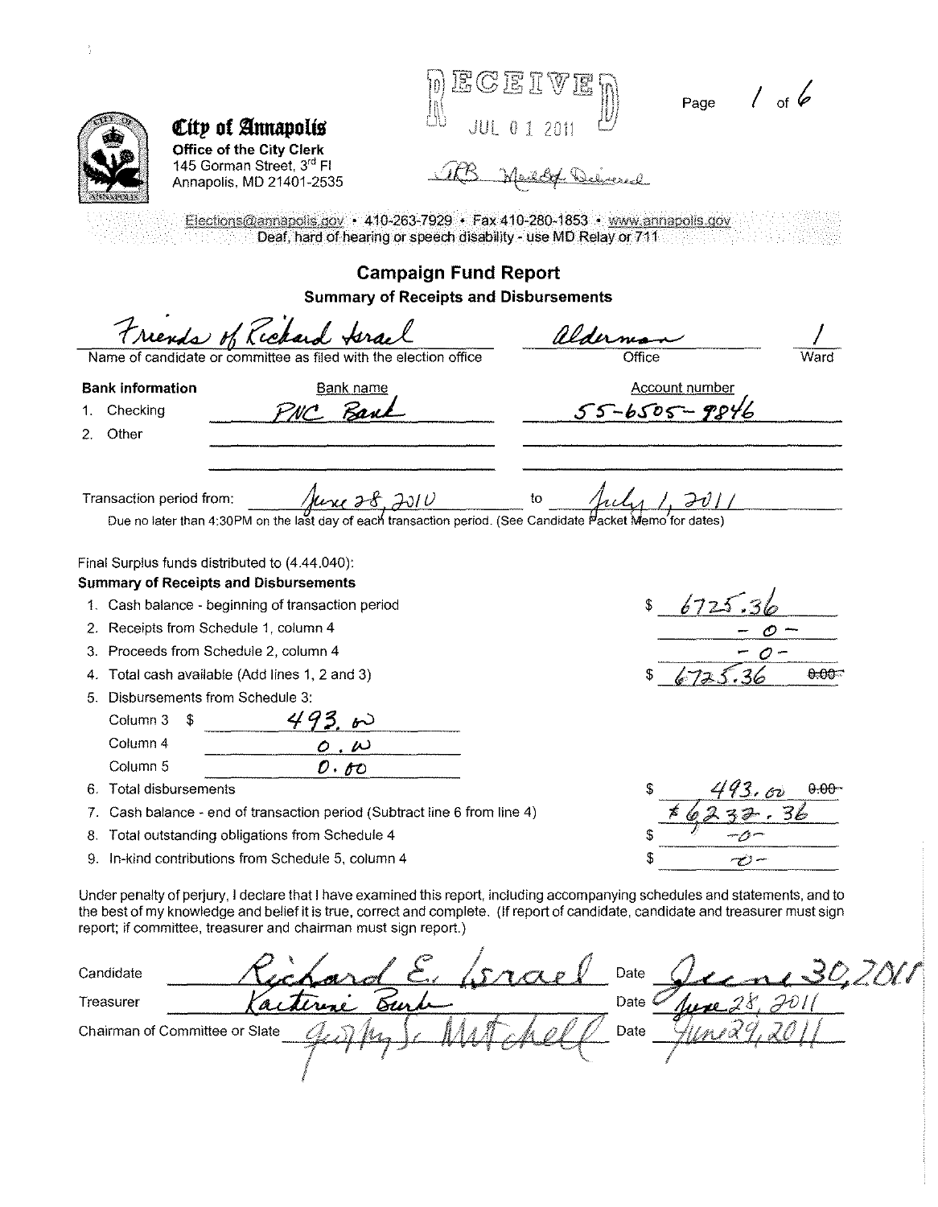**City of Annapolis**
**Office of the City Clerk**
145 Gorman Street, 3rd Fl
Annapolis, MD 21401-2535

RECEIVED
JUL 01 2011
JRB Hand Delivered

Elections@annapolis.gov • 410-263-7929 • Fax 410-280-1853 • www.annapolis.gov
Deaf, hard of hearing or speech disability - use MD Relay or 711

## Campaign Fund Report

### Summary of Receipts and Disbursements

Friends of Richard Israel — Name of candidate or committee as filed with the election office
Office: Alderman
Ward: 1

**Bank information**

| | Bank name | Account number |
|---|---|---|
| 1. Checking | PNC Bank | 55-6505-9846 |
| 2. Other | | |

Transaction period from: June 28, 2010 to July 1, 2011

Due no later than 4:30PM on the last day of each transaction period. (See Candidate Packet Memo for dates)

Final Surplus funds distributed to (4.44.040):

**Summary of Receipts and Disbursements**

1. Cash balance - beginning of transaction period: $ 6725.36
2. Receipts from Schedule 1, column 4: - 0 -
3. Proceeds from Schedule 2, column 4: - 0 -
4. Total cash available (Add lines 1, 2 and 3): $ 6725.36 ~~0.00~~
5. Disbursements from Schedule 3:
   - Column 3 $ 493.00
   - Column 4 0.00
   - Column 5 0.00
6. Total disbursements: $ 493.00 ~~0.00~~
7. Cash balance - end of transaction period (Subtract line 6 from line 4): $ 6232.36
8. Total outstanding obligations from Schedule 4: $ -0-
9. In-kind contributions from Schedule 5, column 4: $ -0-

Under penalty of perjury, I declare that I have examined this report, including accompanying schedules and statements, and to the best of my knowledge and belief it is true, correct and complete. (If report of candidate, candidate and treasurer must sign report; if committee, treasurer and chairman must sign report.)

| | Signature | Date |
|---|---|---|
| Candidate | Richard E. Israel | June 30, 2011 |
| Treasurer | Katherine Burke | June 28, 2011 |
| Chairman of Committee or Slate | Geoffrey S. Mitchell | June 29, 2011 |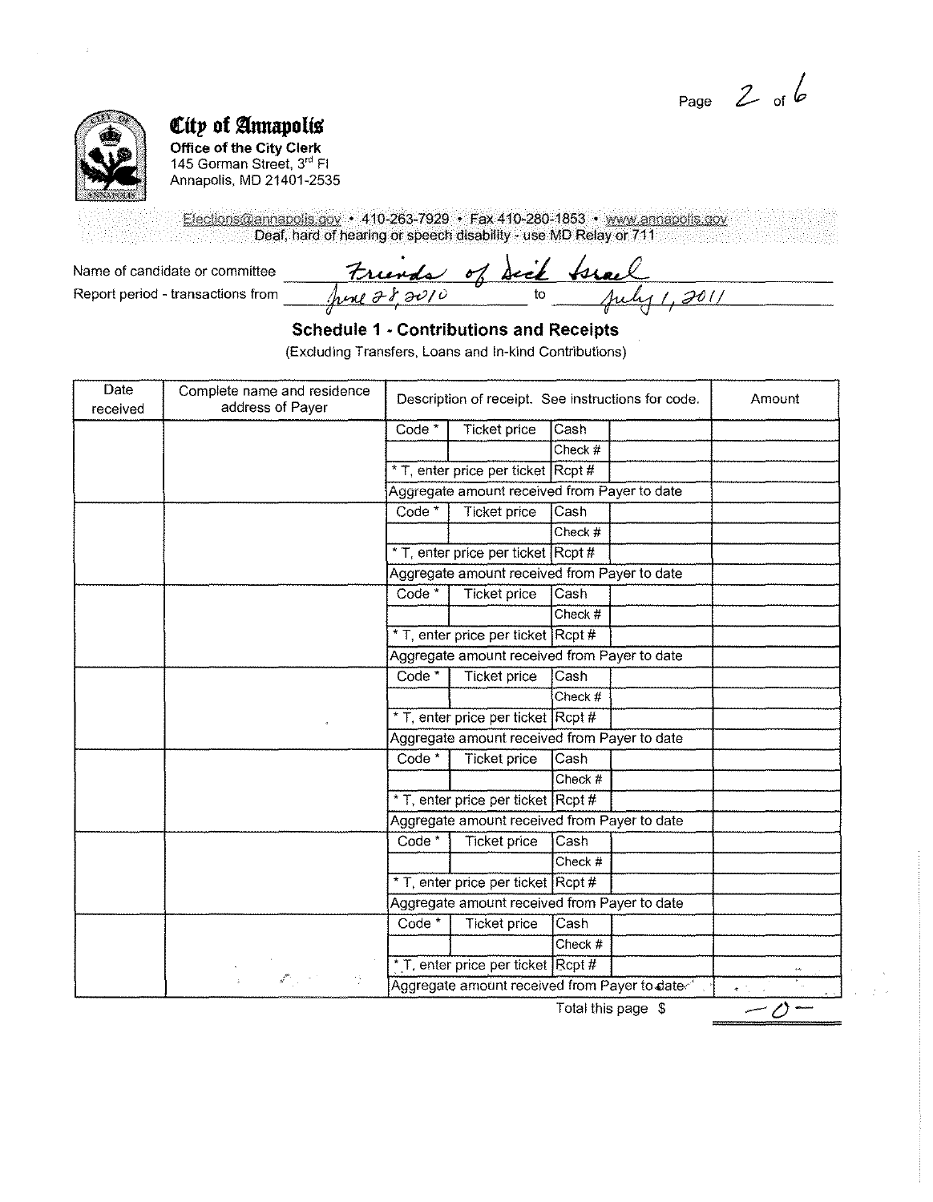**City of Annapolis**
**Office of the City Clerk**
145 Gorman Street, 3rd Fl
Annapolis, MD 21401-2535

Elections@annapolis.gov • 410-263-7929 • Fax 410-280-1853 • www.annapolis.gov
Deaf, hard of hearing or speech disability - use MD Relay or 711

Name of candidate or committee: Friends of Dick Israel

Report period - transactions from: June 28, 2010 to July 1, 2011

## Schedule 1 - Contributions and Receipts

(Excluding Transfers, Loans and In-kind Contributions)

| Date received | Complete name and residence address of Payer | Description of receipt. See instructions for code. | | | | Amount |
|---|---|---|---|---|---|---|
| | | Code * | Ticket price | Cash | | |
| | | | | Check # | | |
| | | * T, enter price per ticket | | Rcpt # | | |
| | | Aggregate amount received from Payer to date | | | | |
| | | Code * | Ticket price | Cash | | |
| | | | | Check # | | |
| | | * T, enter price per ticket | | Rcpt # | | |
| | | Aggregate amount received from Payer to date | | | | |
| | | Code * | Ticket price | Cash | | |
| | | | | Check # | | |
| | | * T, enter price per ticket | | Rcpt # | | |
| | | Aggregate amount received from Payer to date | | | | |
| | | Code * | Ticket price | Cash | | |
| | | | | Check # | | |
| | | * T, enter price per ticket | | Rcpt # | | |
| | | Aggregate amount received from Payer to date | | | | |
| | | Code * | Ticket price | Cash | | |
| | | | | Check # | | |
| | | * T, enter price per ticket | | Rcpt # | | |
| | | Aggregate amount received from Payer to date | | | | |
| | | Code * | Ticket price | Cash | | |
| | | | | Check # | | |
| | | * T, enter price per ticket | | Rcpt # | | |
| | | Aggregate amount received from Payer to date | | | | |
| | | Code * | Ticket price | Cash | | |
| | | | | Check # | | |
| | | * T, enter price per ticket | | Rcpt # | | |
| | | Aggregate amount received from Payer to date | | | | |

Total this page $ -0-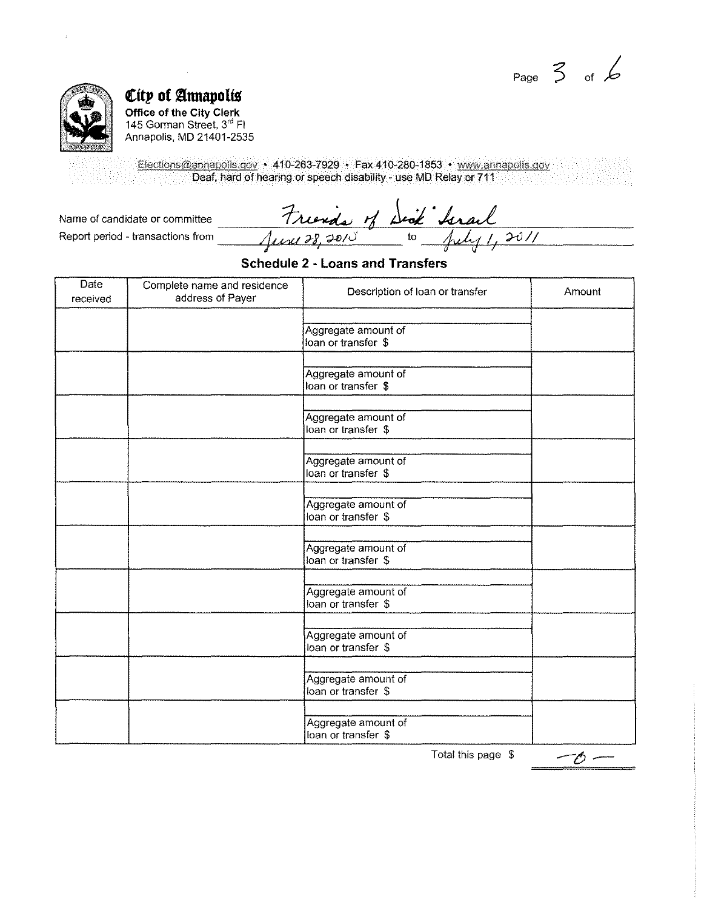**City of Annapolis**
**Office of the City Clerk**
145 Gorman Street, 3rd Fl
Annapolis, MD 21401-2535

Elections@annapolis.gov • 410-263-7929 • Fax 410-280-1853 • www.annapolis.gov
Deaf, hard of hearing or speech disability - use MD Relay or 711

Name of candidate or committee: Friends of Dick Israel

Report period - transactions from: June 28, 2010 to July 1, 2011

## Schedule 2 - Loans and Transfers

| Date received | Complete name and residence address of Payer | Description of loan or transfer | Amount |
|---|---|---|---|
| | | Aggregate amount of loan or transfer $ | |
| | | Aggregate amount of loan or transfer $ | |
| | | Aggregate amount of loan or transfer $ | |
| | | Aggregate amount of loan or transfer $ | |
| | | Aggregate amount of loan or transfer $ | |
| | | Aggregate amount of loan or transfer $ | |
| | | Aggregate amount of loan or transfer $ | |
| | | Aggregate amount of loan or transfer $ | |
| | | Aggregate amount of loan or transfer $ | |
| | | Aggregate amount of loan or transfer $ | |

Total this page $ -0-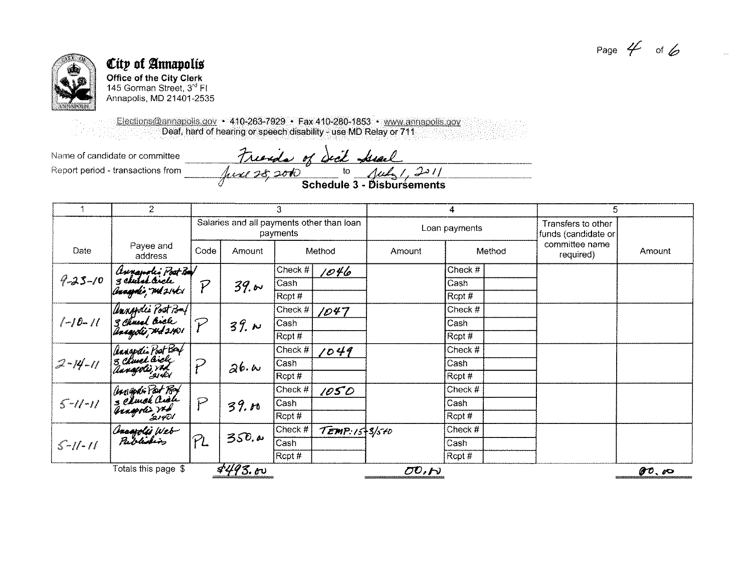# City of Annapolis

**Office of the City Clerk**
145 Gorman Street, 3rd Fl
Annapolis, MD 21401-2535

Elections@annapolis.gov • 410-263-7929 • Fax 410-280-1853 • www.annapolis.gov
Deaf, hard of hearing or speech disability - use MD Relay or 711

Name of candidate or committee: Friends of Dick Israel

Report period - transactions from: June 28, 2010 to July 1, 2011

## Schedule 3 - Disbursements

| 1 | 2 | 3 | | | | 4 | | | 5 | |
|---|---|---|---|---|---|---|---|---|---|---|
| | | Salaries and all payments other than loan payments | | | | Loan payments | | | Transfers to other funds (candidate or committee name required) | |
| Date | Payee and address | Code | Amount | Method | | Amount | Method | | | Amount |
| 9-23-10 | Annapolis Post Box, 3 Church Circle, Annapolis, MD 21401 | P | 39.00 | Check # | 1046 | | Check # | | | |
| | | | | Cash | | | Cash | | | |
| | | | | Rcpt # | | | Rcpt # | | | |
| 1-10-11 | Annapolis Post Box, 3 Church Circle, Annapolis, MD 21401 | P | 39.00 | Check # | 1047 | | Check # | | | |
| | | | | Cash | | | Cash | | | |
| | | | | Rcpt # | | | Rcpt # | | | |
| 2-14-11 | Annapolis Post Box, 3 Church Circle, Annapolis, MD 21401 | P | 26.00 | Check # | 1049 | | Check # | | | |
| | | | | Cash | | | Cash | | | |
| | | | | Rcpt # | | | Rcpt # | | | |
| 5-11-11 | Annapolis Post Box, 3 Church Circle, Annapolis, MD 21401 | P | 39.00 | Check # | 1050 | | Check # | | | |
| | | | | Cash | | | Cash | | | |
| | | | | Rcpt # | | | Rcpt # | | | |
| 5-11-11 | Annapolis Web Publishers | PL | 350.00 | Check # | TEMP: 1543/540 | | Check # | | | |
| | | | | Cash | | | Cash | | | |
| | | | | Rcpt # | | | Rcpt # | | | |
| | Totals this page $ | | $493.00 | | | 00.00 | | | | 00.00 |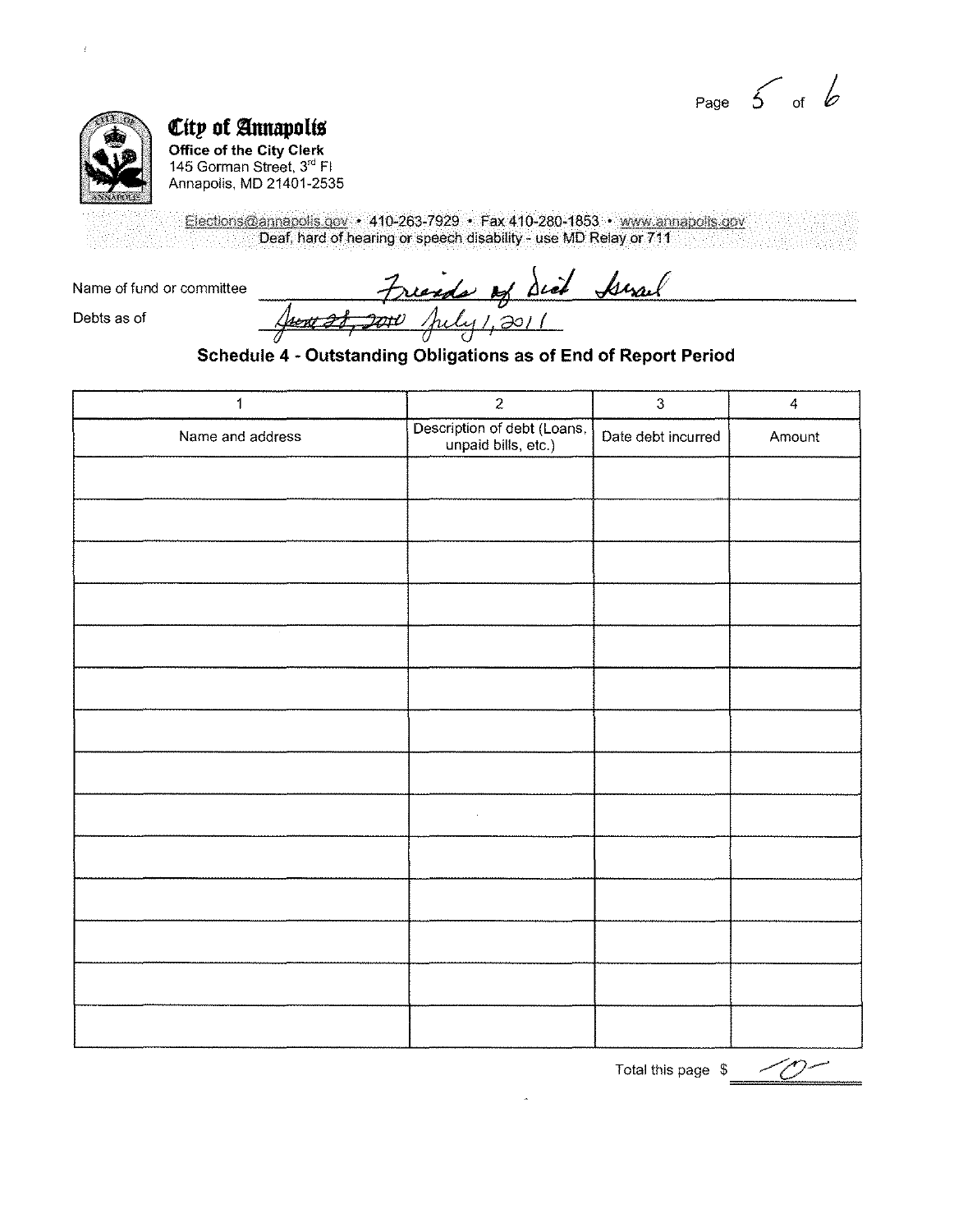**City of Annapolis**
**Office of the City Clerk**
145 Gorman Street, 3rd Fl
Annapolis, MD 21401-2535

Elections@annapolis.gov • 410-263-7929 • Fax 410-280-1853 • www.annapolis.gov
Deaf, hard of hearing or speech disability - use MD Relay or 711

Name of fund or committee: Friends of Dick Israel

Debts as of: ~~June 28, 2010~~ July 1, 2011

## Schedule 4 - Outstanding Obligations as of End of Report Period

| 1 | 2 | 3 | 4 |
|---|---|---|---|
| Name and address | Description of debt (Loans, unpaid bills, etc.) | Date debt incurred | Amount |
| | | | |
| | | | |
| | | | |
| | | | |
| | | | |
| | | | |
| | | | |
| | | | |
| | | | |
| | | | |
| | | | |
| | | | |
| | | | |
| | | | |

Total this page $ -0-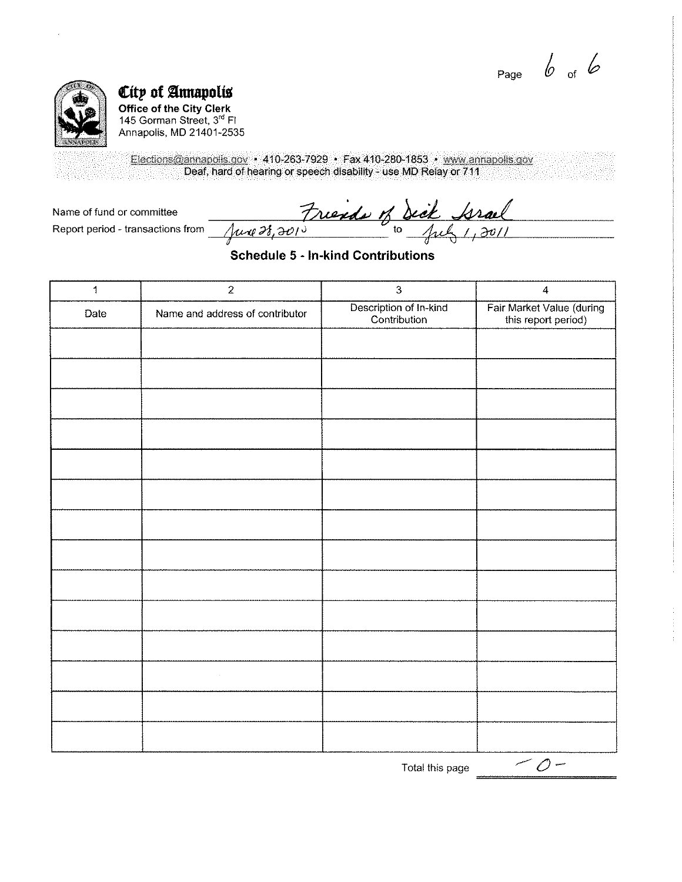# City of Annapolis

**Office of the City Clerk**
145 Gorman Street, 3rd Fl
Annapolis, MD 21401-2535

Elections@annapolis.gov • 410-263-7929 • Fax 410-280-1853 • www.annapolis.gov
Deaf, hard of hearing or speech disability - use MD Relay or 711

Name of fund or committee: Friends of Dick Israel

Report period - transactions from: June 28, 2010 to July 1, 2011

## Schedule 5 - In-kind Contributions

| 1 | 2 | 3 | 4 |
|---|---|---|---|
| Date | Name and address of contributor | Description of In-kind Contribution | Fair Market Value (during this report period) |
| | | | |
| | | | |
| | | | |
| | | | |
| | | | |
| | | | |
| | | | |
| | | | |
| | | | |
| | | | |
| | | | |
| | | | |
| | | | |
| | | | |

Total this page: -0-